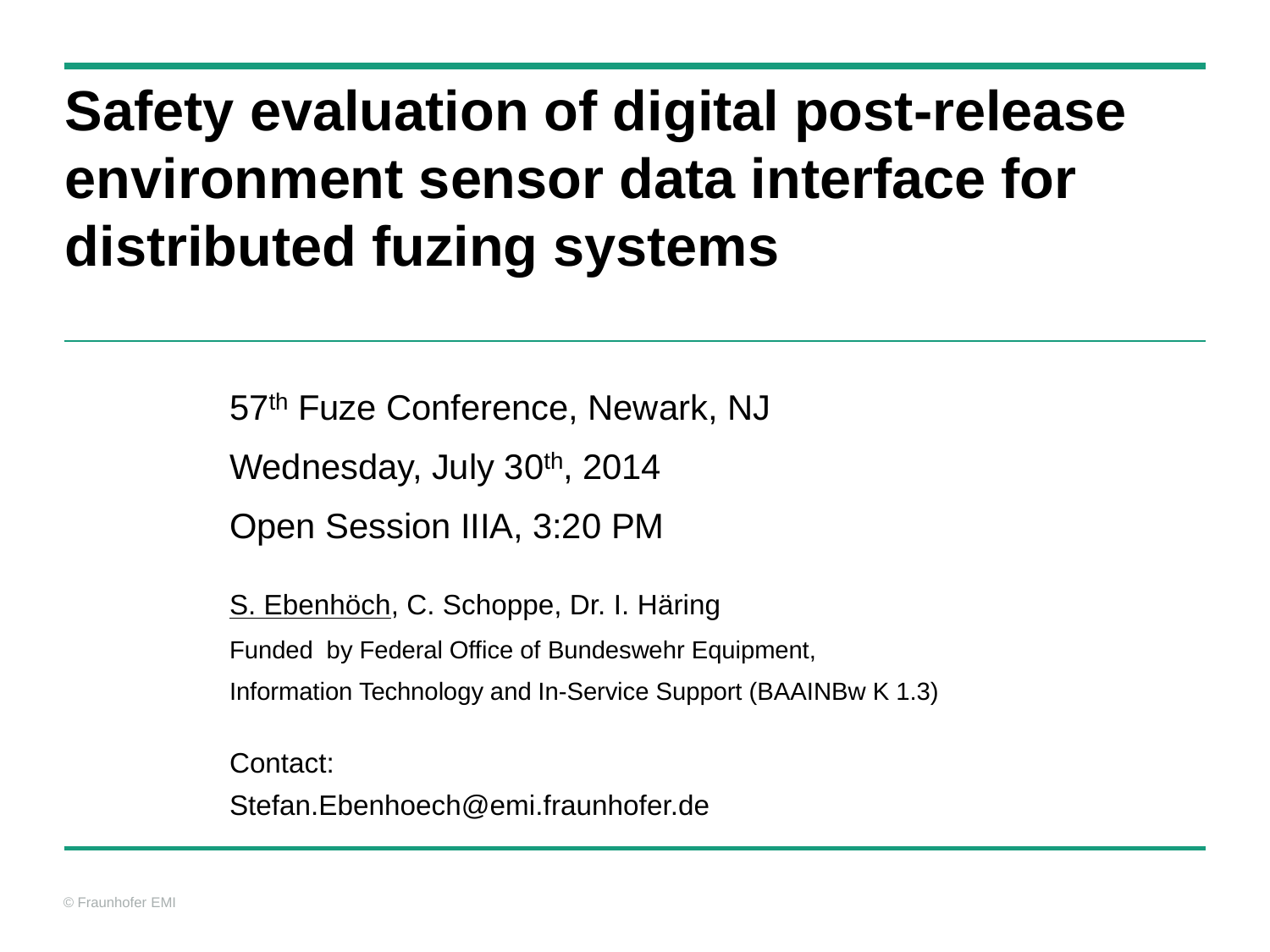# Safety evaluation of digital post-release environment sensor data interface for distributed fuzing systems

57th Fuze Conference, Newark, NJ

Wednesday, July 30th, 2014

Open Session IIIA, 3:20 PM

S. Ebenhöch, C. Schoppe, Dr. I. Häring

Funded by Federal Office of Bundeswehr Equipment,

Information Technology and In-Service Support (BAAINBw K 1.3)

Contact:

Stefan.Ebenhoech@emi.fraunhofer.de

© Fraunhofer EMI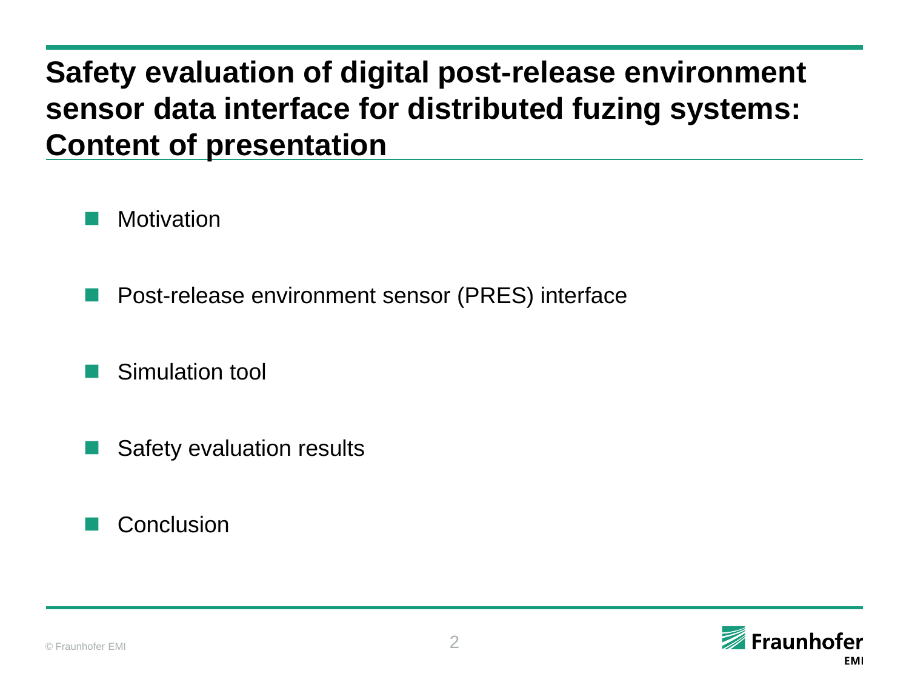# Safety evaluation of digital post-release environment sensor data interface for distributed fuzing systems: Content of presentation

- Motivation
- Post-release environment sensor (PRES) interface
- Simulation tool
- Safety evaluation results
- Conclusion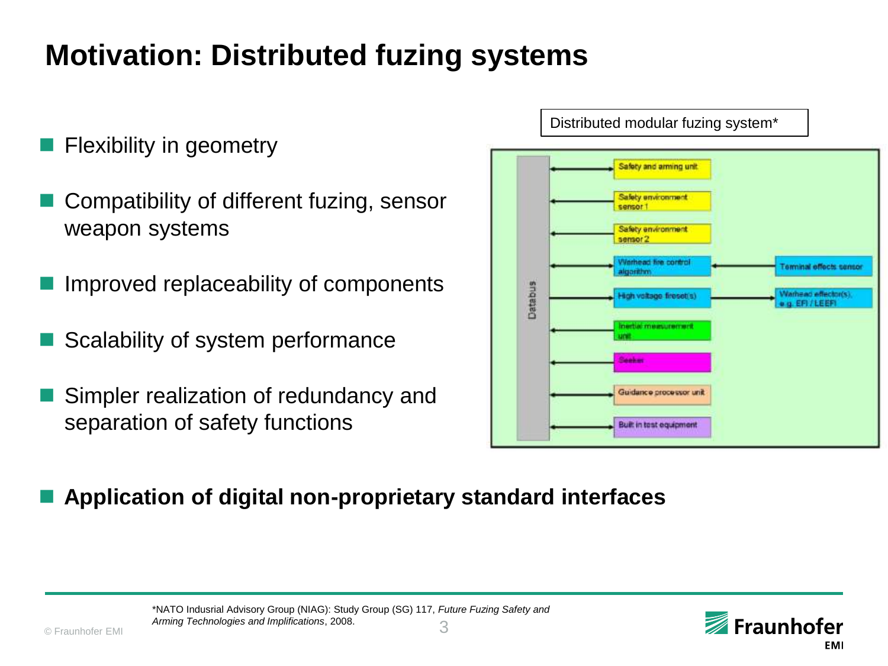# Motivation: Distributed fuzing systems

- Flexibility in geometry
- Compatibility of different fuzing, sensor weapon systems
- Improved replaceability of components
- Scalability of system performance
- Simpler realization of redundancy and separation of safety functions

Distributed modular fuzing system*

Databus

- Safety and arming unit
- Safety environment sensor 1
- Safety environment sensor 2
- Warhead fire control algorithm ← Terminal effects sensor
- High voltage fireset(s) → Warhead effector(s), e.g. EFI / LEEFI
- Inertial measurement unit
- Seeker
- Guidance processor unit
- Built in test equipment

- **Application of digital non-proprietary standard interfaces**

*NATO Indusrial Advisory Group (NIAG): Study Group (SG) 117, *Future Fuzing Safety and Arming Technologies and Implifications*, 2008.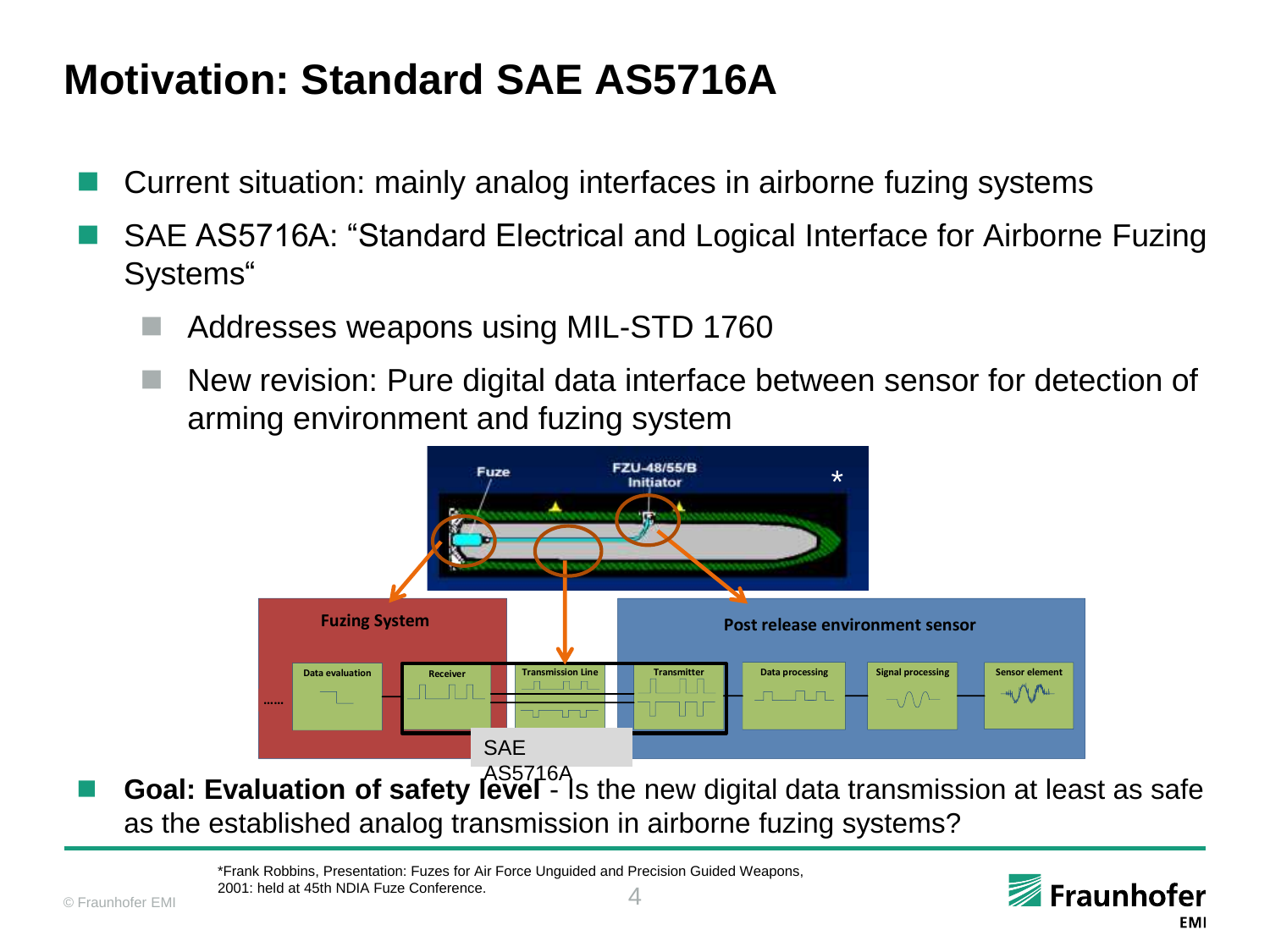# Motivation: Standard SAE AS5716A

- Current situation: mainly analog interfaces in airborne fuzing systems
- SAE AS5716A: “Standard Electrical and Logical Interface for Airborne Fuzing Systems“
  - Addresses weapons using MIL-STD 1760
  - New revision: Pure digital data interface between sensor for detection of arming environment and fuzing system

Fuze FZU-48/55/B Initiator *

Fuzing System: …… Data evaluation, Receiver — Transmission Line — Post release environment sensor: Transmitter, Data processing, Signal processing, Sensor element

SAE AS5716A

- **Goal: Evaluation of safety level** - Is the new digital data transmission at least as safe as the established analog transmission in airborne fuzing systems?

*Frank Robbins, Presentation: Fuzes for Air Force Unguided and Precision Guided Weapons, 2001: held at 45th NDIA Fuze Conference.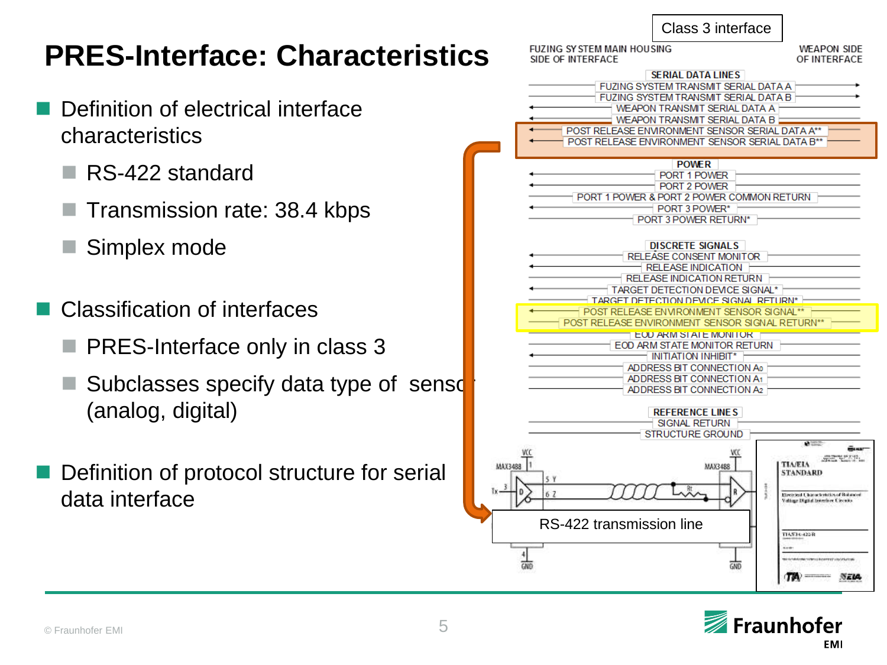# PRES-Interface: Characteristics

- Definition of electrical interface characteristics
  - RS-422 standard
  - Transmission rate: 38.4 kbps
  - Simplex mode
- Classification of interfaces
  - PRES-Interface only in class 3
  - Subclasses specify data type of sensor (analog, digital)
- Definition of protocol structure for serial data interface

Class 3 interface

| FUZING SYSTEM MAIN HOUSING SIDE OF INTERFACE | WEAPON SIDE OF INTERFACE |
|---|---|
| **SERIAL DATA LINES** | |
| FUZING SYSTEM TRANSMIT SERIAL DATA A | |
| FUZING SYSTEM TRANSMIT SERIAL DATA B | |
| WEAPON TRANSMIT SERIAL DATA A | |
| WEAPON TRANSMIT SERIAL DATA B | |
| POST RELEASE ENVIRONMENT SENSOR SERIAL DATA A** | |
| POST RELEASE ENVIRONMENT SENSOR SERIAL DATA B** | |
| **POWER** | |
| PORT 1 POWER | |
| PORT 2 POWER | |
| PORT 1 POWER & PORT 2 POWER COMMON RETURN | |
| PORT 3 POWER* | |
| PORT 3 POWER RETURN* | |
| **DISCRETE SIGNALS** | |
| RELEASE CONSENT MONITOR | |
| RELEASE INDICATION | |
| RELEASE INDICATION RETURN | |
| TARGET DETECTION DEVICE SIGNAL* | |
| TARGET DETECTION DEVICE SIGNAL RETURN* | |
| POST RELEASE ENVIRONMENT SENSOR SIGNAL** | |
| POST RELEASE ENVIRONMENT SENSOR SIGNAL RETURN** | |
| EOD ARM STATE MONITOR | |
| EOD ARM STATE MONITOR RETURN | |
| INITIATION INHIBIT* | |
| ADDRESS BIT CONNECTION $A_0$ | |
| ADDRESS BIT CONNECTION $A_1$ | |
| ADDRESS BIT CONNECTION $A_2$ | |
| **REFERENCE LINES** | |
| SIGNAL RETURN | |
| STRUCTURE GROUND | |

RS-422 transmission line

TIA/EIA STANDARD

© Fraunhofer EMI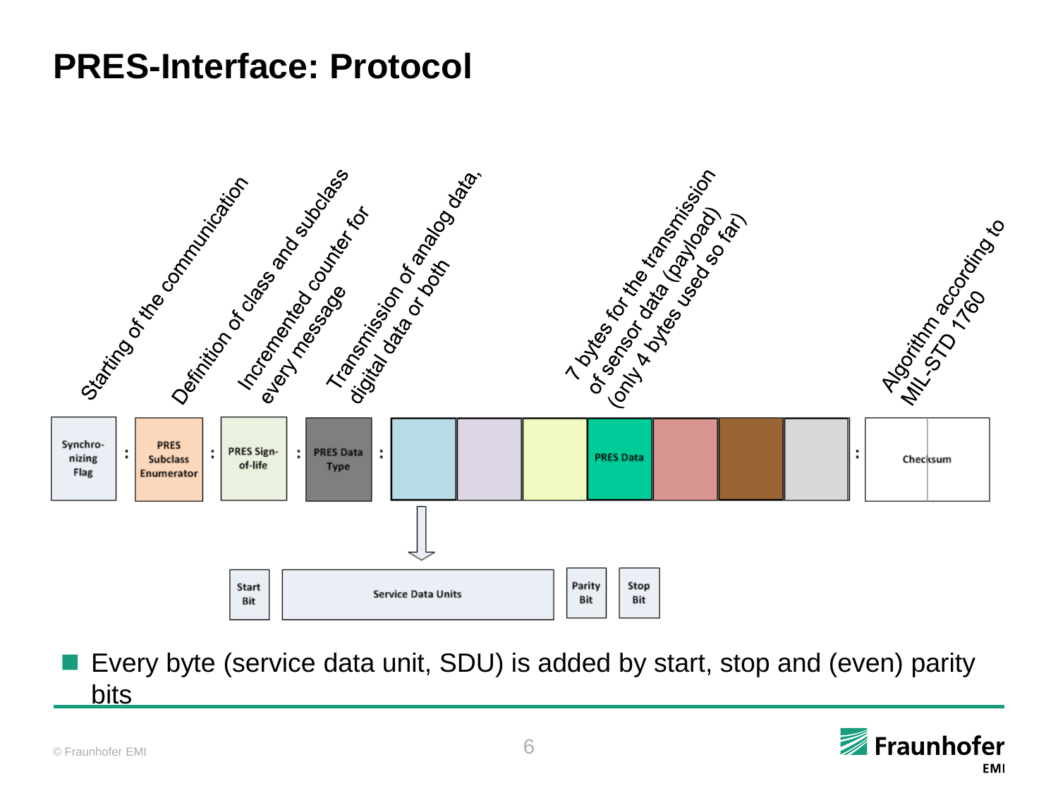# PRES-Interface: Protocol

Starting of the communication

Definition of class and subclass

Incremented counter for every message

Transmission of analog data, digital data or both

7 bytes for the transmission of sensor data (payload) (only 4 bytes used so far)

Algorithm according to MIL-STD 1760

| Synchro-nizing Flag | : | PRES Subclass Enumerator | : | PRES Sign-of-life | : | PRES Data Type | : | | | | PRES Data | | | | : | Checksum |
|---|---|---|---|---|---|---|---|---|---|---|---|---|---|---|---|---|

| Start Bit | Service Data Units | Parity Bit | Stop Bit |
|---|---|---|---|

- Every byte (service data unit, SDU) is added by start, stop and (even) parity bits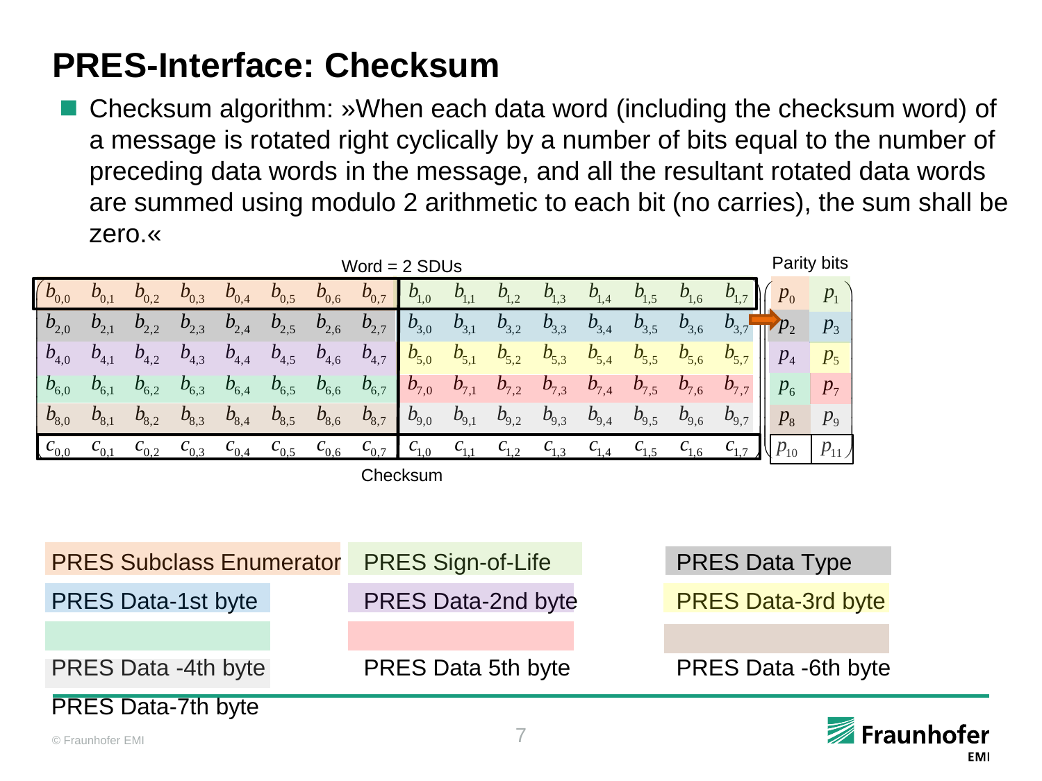# PRES-Interface: Checksum

- Checksum algorithm: »When each data word (including the checksum word) of a message is rotated right cyclically by a number of bits equal to the number of preceding data words in the message, and all the resultant rotated data words are summed using modulo 2 arithmetic to each bit (no carries), the sum shall be zero.«

Word = 2 SDUs

| | | | | | | | | | | | | | | | | Parity bits | |
|---|---|---|---|---|---|---|---|---|---|---|---|---|---|---|---|---|---|
| $b_{0,0}$ | $b_{0,1}$ | $b_{0,2}$ | $b_{0,3}$ | $b_{0,4}$ | $b_{0,5}$ | $b_{0,6}$ | $b_{0,7}$ | $b_{1,0}$ | $b_{1,1}$ | $b_{1,2}$ | $b_{1,3}$ | $b_{1,4}$ | $b_{1,5}$ | $b_{1,6}$ | $b_{1,7}$ | $p_0$ | $p_1$ |
| $b_{2,0}$ | $b_{2,1}$ | $b_{2,2}$ | $b_{2,3}$ | $b_{2,4}$ | $b_{2,5}$ | $b_{2,6}$ | $b_{2,7}$ | $b_{3,0}$ | $b_{3,1}$ | $b_{3,2}$ | $b_{3,3}$ | $b_{3,4}$ | $b_{3,5}$ | $b_{3,6}$ | $b_{3,7}$ | $p_2$ | $p_3$ |
| $b_{4,0}$ | $b_{4,1}$ | $b_{4,2}$ | $b_{4,3}$ | $b_{4,4}$ | $b_{4,5}$ | $b_{4,6}$ | $b_{4,7}$ | $b_{5,0}$ | $b_{5,1}$ | $b_{5,2}$ | $b_{5,3}$ | $b_{5,4}$ | $b_{5,5}$ | $b_{5,6}$ | $b_{5,7}$ | $p_4$ | $p_5$ |
| $b_{6,0}$ | $b_{6,1}$ | $b_{6,2}$ | $b_{6,3}$ | $b_{6,4}$ | $b_{6,5}$ | $b_{6,6}$ | $b_{6,7}$ | $b_{7,0}$ | $b_{7,1}$ | $b_{7,2}$ | $b_{7,3}$ | $b_{7,4}$ | $b_{7,5}$ | $b_{7,6}$ | $b_{7,7}$ | $p_6$ | $p_7$ |
| $b_{8,0}$ | $b_{8,1}$ | $b_{8,2}$ | $b_{8,3}$ | $b_{8,4}$ | $b_{8,5}$ | $b_{8,6}$ | $b_{8,7}$ | $b_{9,0}$ | $b_{9,1}$ | $b_{9,2}$ | $b_{9,3}$ | $b_{9,4}$ | $b_{9,5}$ | $b_{9,6}$ | $b_{9,7}$ | $p_8$ | $p_9$ |
| $c_{0,0}$ | $c_{0,1}$ | $c_{0,2}$ | $c_{0,3}$ | $c_{0,4}$ | $c_{0,5}$ | $c_{0,6}$ | $c_{0,7}$ | $c_{1,0}$ | $c_{1,1}$ | $c_{1,2}$ | $c_{1,3}$ | $c_{1,4}$ | $c_{1,5}$ | $c_{1,6}$ | $c_{1,7}$ | $p_{10}$ | $p_{11}$ |

Checksum

PRES Subclass Enumerator | PRES Sign-of-Life | PRES Data Type

PRES Data-1st byte | PRES Data-2nd byte | PRES Data-3rd byte

PRES Data -4th byte | PRES Data 5th byte | PRES Data -6th byte

PRES Data-7th byte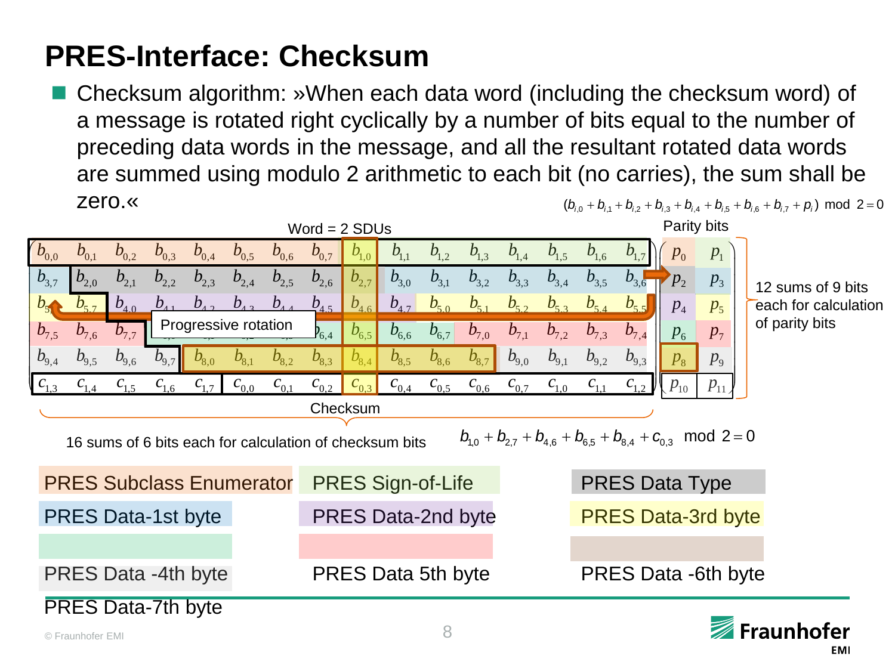# PRES-Interface: Checksum

- Checksum algorithm: »When each data word (including the checksum word) of a message is rotated right cyclically by a number of bits equal to the number of preceding data words in the message, and all the resultant rotated data words are summed using modulo 2 arithmetic to each bit (no carries), the sum shall be zero.«

$$(b_{i,0}+b_{i,1}+b_{i,2}+b_{i,3}+b_{i,4}+b_{i,5}+b_{i,6}+b_{i,7}+p_i) \bmod 2 = 0$$

Word = 2 SDUs

| | | | | | | | | | | | | | | | | Parity bits | |
|---|---|---|---|---|---|---|---|---|---|---|---|---|---|---|---|---|---|
| $b_{0,0}$ | $b_{0,1}$ | $b_{0,2}$ | $b_{0,3}$ | $b_{0,4}$ | $b_{0,5}$ | $b_{0,6}$ | $b_{0,7}$ | $b_{1,0}$ | $b_{1,1}$ | $b_{1,2}$ | $b_{1,3}$ | $b_{1,4}$ | $b_{1,5}$ | $b_{1,6}$ | $b_{1,7}$ | $p_0$ | $p_1$ |
| $b_{3,7}$ | $b_{2,0}$ | $b_{2,1}$ | $b_{2,2}$ | $b_{2,3}$ | $b_{2,4}$ | $b_{2,5}$ | $b_{2,6}$ | $b_{2,7}$ | $b_{3,0}$ | $b_{3,1}$ | $b_{3,2}$ | $b_{3,3}$ | $b_{3,4}$ | $b_{3,5}$ | $b_{3,6}$ | $p_2$ | $p_3$ |
| $b_{5,6}$ | $b_{5,7}$ | $b_{4,0}$ | $b_{4,1}$ | $b_{4,2}$ | $b_{4,3}$ | $b_{4,4}$ | $b_{4,5}$ | $b_{4,6}$ | $b_{4,7}$ | $b_{5,0}$ | $b_{5,1}$ | $b_{5,2}$ | $b_{5,3}$ | $b_{5,4}$ | $b_{5,5}$ | $p_4$ | $p_5$ |
| $b_{7,5}$ | $b_{7,6}$ | $b_{7,7}$ | $b_{6,0}$ | $b_{6,1}$ | $b_{6,2}$ | $b_{6,3}$ | $b_{6,4}$ | $b_{6,5}$ | $b_{6,6}$ | $b_{6,7}$ | $b_{7,0}$ | $b_{7,1}$ | $b_{7,2}$ | $b_{7,3}$ | $b_{7,4}$ | $p_6$ | $p_7$ |
| $b_{9,4}$ | $b_{9,5}$ | $b_{9,6}$ | $b_{9,7}$ | $b_{8,0}$ | $b_{8,1}$ | $b_{8,2}$ | $b_{8,3}$ | $b_{8,4}$ | $b_{8,5}$ | $b_{8,6}$ | $b_{8,7}$ | $b_{9,0}$ | $b_{9,1}$ | $b_{9,2}$ | $b_{9,3}$ | $p_8$ | $p_9$ |
| $c_{1,3}$ | $c_{1,4}$ | $c_{1,5}$ | $c_{1,6}$ | $c_{1,7}$ | $c_{0,0}$ | $c_{0,1}$ | $c_{0,2}$ | $c_{0,3}$ | $c_{0,4}$ | $c_{0,5}$ | $c_{0,6}$ | $c_{0,7}$ | $c_{1,0}$ | $c_{1,1}$ | $c_{1,2}$ | $p_{10}$ | $p_{11}$ |

Progressive rotation

Checksum

12 sums of 9 bits each for calculation of parity bits

16 sums of 6 bits each for calculation of checksum bits

$$b_{1,0}+b_{2,7}+b_{4,6}+b_{6,5}+b_{8,4}+c_{0,3} \bmod 2 = 0$$

- PRES Subclass Enumerator
- PRES Sign-of-Life
- PRES Data Type
- PRES Data-1st byte
- PRES Data-2nd byte
- PRES Data-3rd byte
- PRES Data -4th byte
- PRES Data 5th byte
- PRES Data -6th byte
- PRES Data-7th byte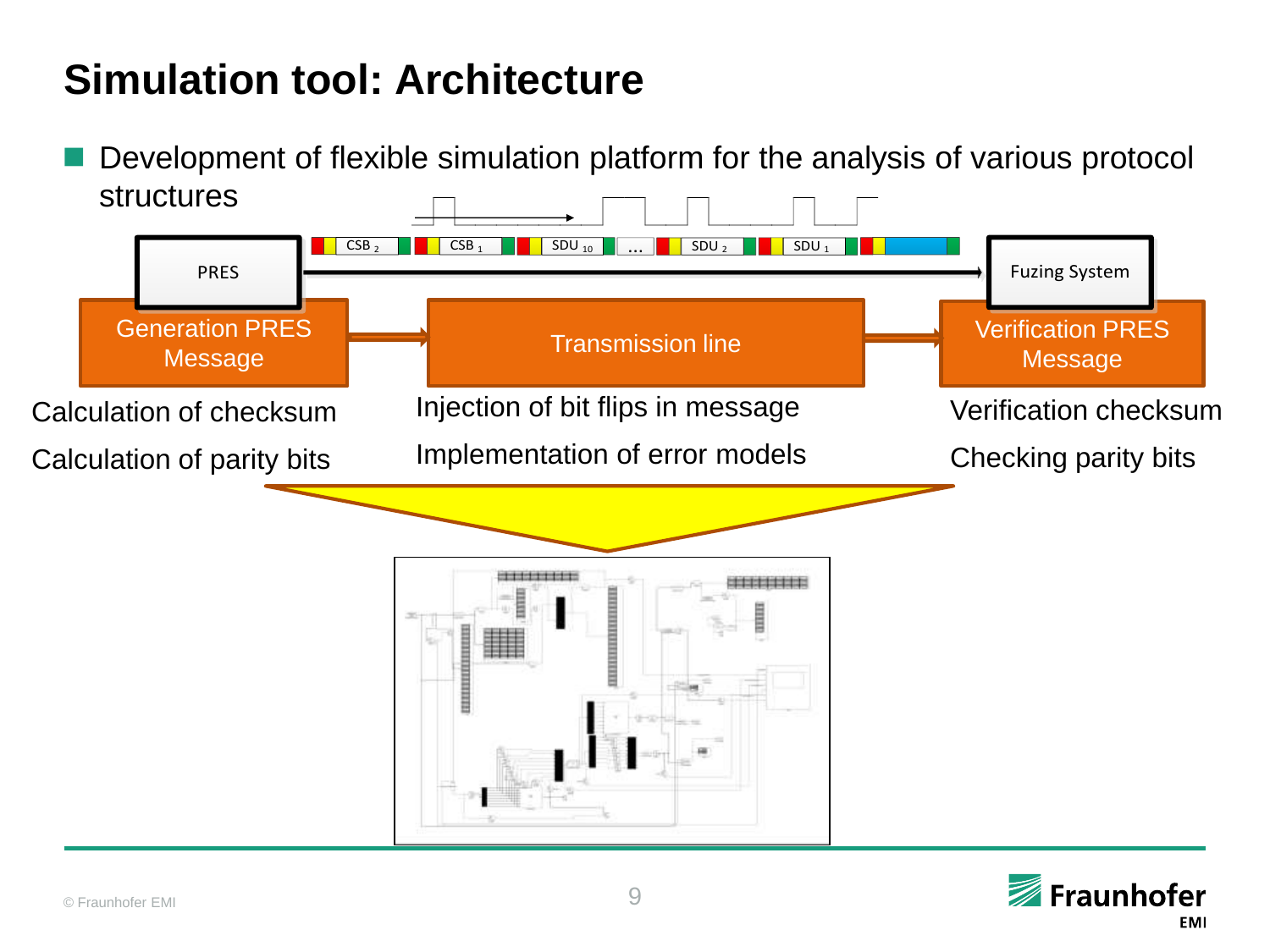# Simulation tool: Architecture

- Development of flexible simulation platform for the analysis of various protocol structures

PRES

CSB 2 | CSB 1 | SDU 10 | ... | SDU 2 | SDU 1

Fuzing System

Generation PRES Message → Transmission line → Verification PRES Message

Calculation of checksum

Calculation of parity bits

Injection of bit flips in message

Implementation of error models

Verification checksum

Checking parity bits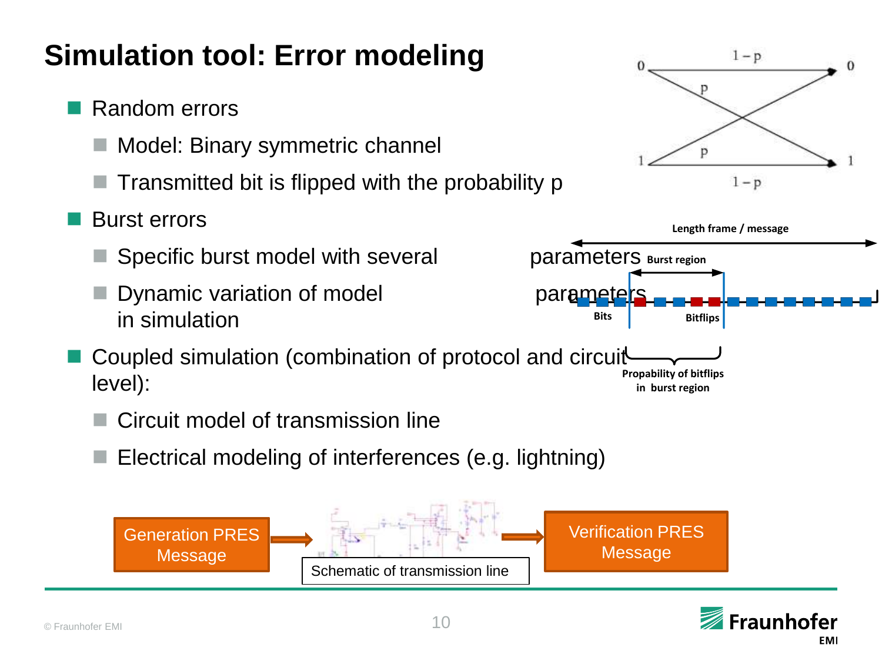# Simulation tool: Error modeling

- Random errors
  - Model: Binary symmetric channel
  - Transmitted bit is flipped with the probability p
- Burst errors
  - Specific burst model with several parameters
  - Dynamic variation of model parameters in simulation
- Coupled simulation (combination of protocol and circuit level):
  - Circuit model of transmission line
  - Electrical modeling of interferences (e.g. lightning)

Length frame / message

Burst region

Bits

Bitflips

Propability of bitflips in burst region

Generation PRES Message

Schematic of transmission line

Verification PRES Message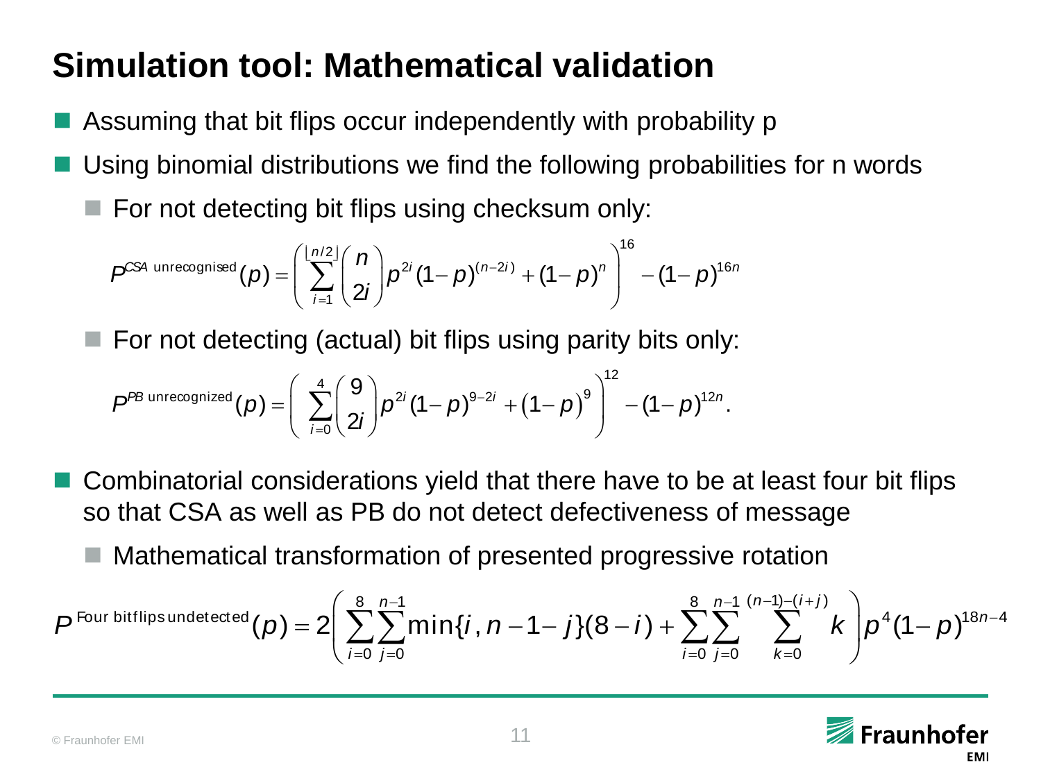# Simulation tool: Mathematical validation

- Assuming that bit flips occur independently with probability p
- Using binomial distributions we find the following probabilities for n words
  - For not detecting bit flips using checksum only:

$$P^{CSA \text{ unrecognised}}(p) = \left( \sum_{i=1}^{\lfloor n/2 \rfloor} \binom{n}{2i} p^{2i} (1-p)^{(n-2i)} + (1-p)^n \right)^{16} - (1-p)^{16n}$$

  - For not detecting (actual) bit flips using parity bits only:

$$P^{PB \text{ unrecognized}}(p) = \left( \sum_{i=0}^{4} \binom{9}{2i} p^{2i} (1-p)^{9-2i} + \left(1-p\right)^{9} \right)^{12} - (1-p)^{12n}.$$

- Combinatorial considerations yield that there have to be at least four bit flips so that CSA as well as PB do not detect defectiveness of message
  - Mathematical transformation of presented progressive rotation

$$P^{\text{Four bitflips undetected}}(p) = 2\left( \sum_{i=0}^{8} \sum_{j=0}^{n-1} \min\{i, n-1-j\}(8-i) + \sum_{i=0}^{8} \sum_{j=0}^{n-1} \sum_{k=0}^{(n-1)-(i+j)} k \right) p^4 (1-p)^{18n-4}$$

© Fraunhofer EMI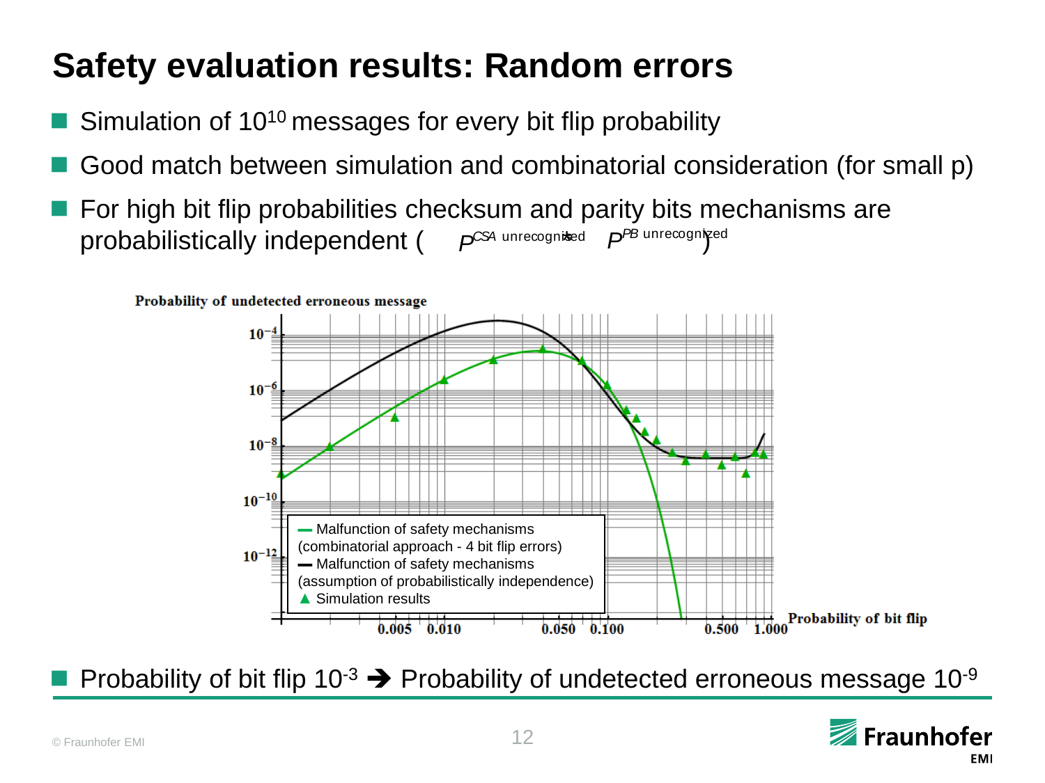# Safety evaluation results: Random errors

- Simulation of $10^{10}$ messages for every bit flip probability
- Good match between simulation and combinatorial consideration (for small p)
- For high bit flip probabilities checksum and parity bits mechanisms are probabilistically independent ( $P^{CSA}$ unrecognized $P^{PB}$ unrecognized )

Probability of undetected erroneous message

$10^{-4}$
$10^{-6}$
$10^{-8}$
$10^{-10}$
$10^{-12}$

— Malfunction of safety mechanisms (combinatorial approach - 4 bit flip errors)
— Malfunction of safety mechanisms (assumption of probabilistically independence)
▲ Simulation results

0.005 0.010 0.050 0.100 0.500 1.000 Probability of bit flip

- Probability of bit flip $10^{-3}$ ➔ Probability of undetected erroneous message $10^{-9}$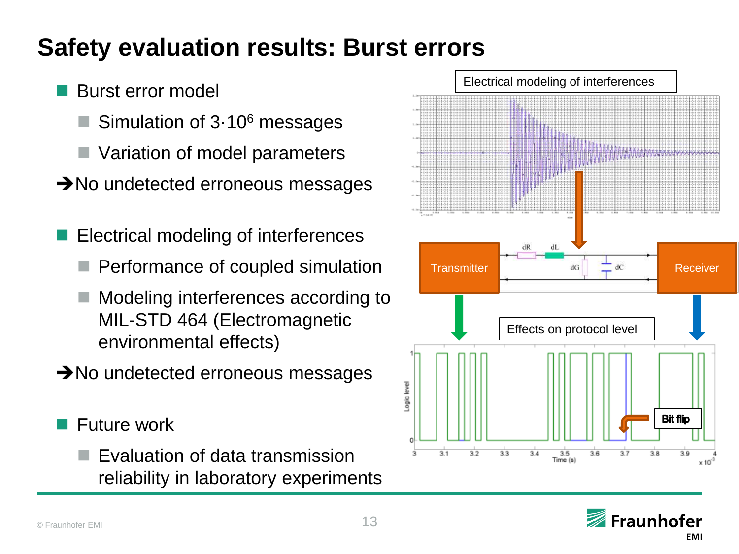# Safety evaluation results: Burst errors

- Burst error model
  - Simulation of $3 \cdot 10^6$ messages
  - Variation of model parameters

➔ No undetected erroneous messages

- Electrical modeling of interferences
  - Performance of coupled simulation
  - Modeling interferences according to MIL-STD 464 (Electromagnetic environmental effects)

➔ No undetected erroneous messages

- Future work
  - Evaluation of data transmission reliability in laboratory experiments

Electrical modeling of interferences

Transmitter — dR, dL, dG, dC — Receiver

Effects on protocol level

Bit flip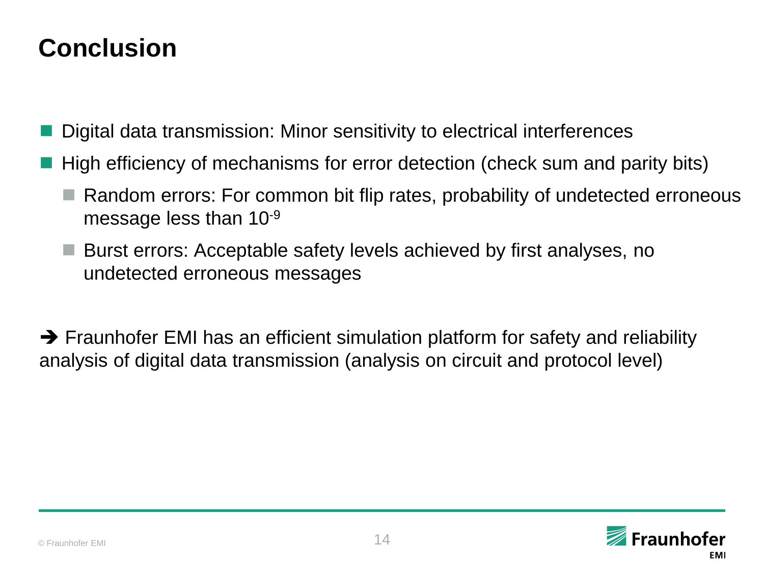# Conclusion

- Digital data transmission: Minor sensitivity to electrical interferences
- High efficiency of mechanisms for error detection (check sum and parity bits)
  - Random errors: For common bit flip rates, probability of undetected erroneous message less than $10^{-9}$
  - Burst errors: Acceptable safety levels achieved by first analyses, no undetected erroneous messages

➔ Fraunhofer EMI has an efficient simulation platform for safety and reliability analysis of digital data transmission (analysis on circuit and protocol level)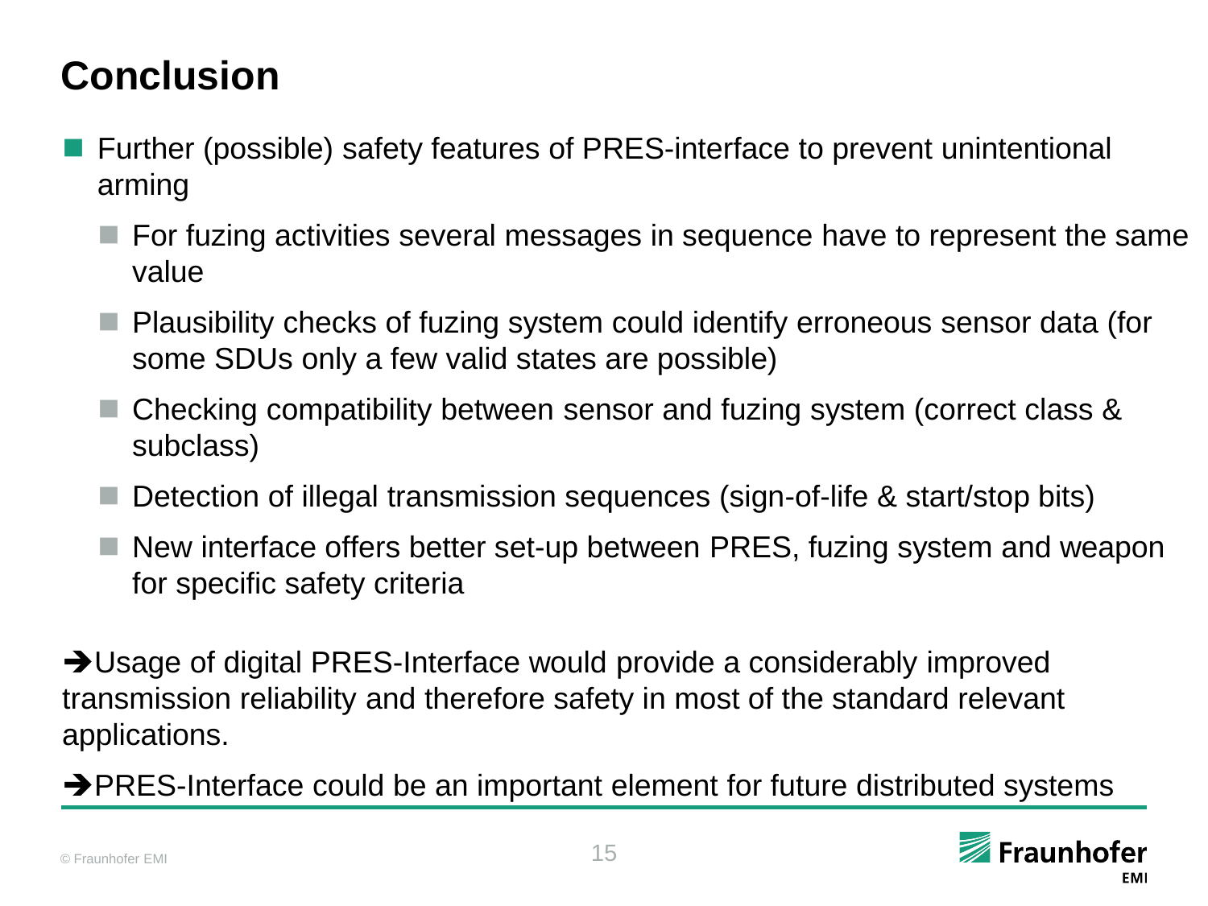# Conclusion

- Further (possible) safety features of PRES-interface to prevent unintentional arming
  - For fuzing activities several messages in sequence have to represent the same value
  - Plausibility checks of fuzing system could identify erroneous sensor data (for some SDUs only a few valid states are possible)
  - Checking compatibility between sensor and fuzing system (correct class & subclass)
  - Detection of illegal transmission sequences (sign-of-life & start/stop bits)
  - New interface offers better set-up between PRES, fuzing system and weapon for specific safety criteria

➔Usage of digital PRES-Interface would provide a considerably improved transmission reliability and therefore safety in most of the standard relevant applications.

➔PRES-Interface could be an important element for future distributed systems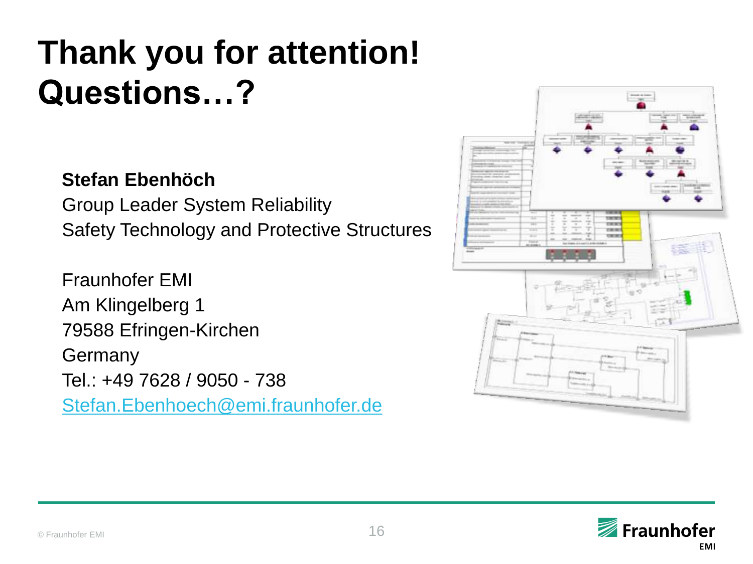# Thank you for attention! Questions…?

**Stefan Ebenhöch**
Group Leader System Reliability
Safety Technology and Protective Structures

Fraunhofer EMI
Am Klingelberg 1
79588 Efringen-Kirchen
Germany
Tel.: +49 7628 / 9050 - 738
Stefan.Ebenhoech@emi.fraunhofer.de